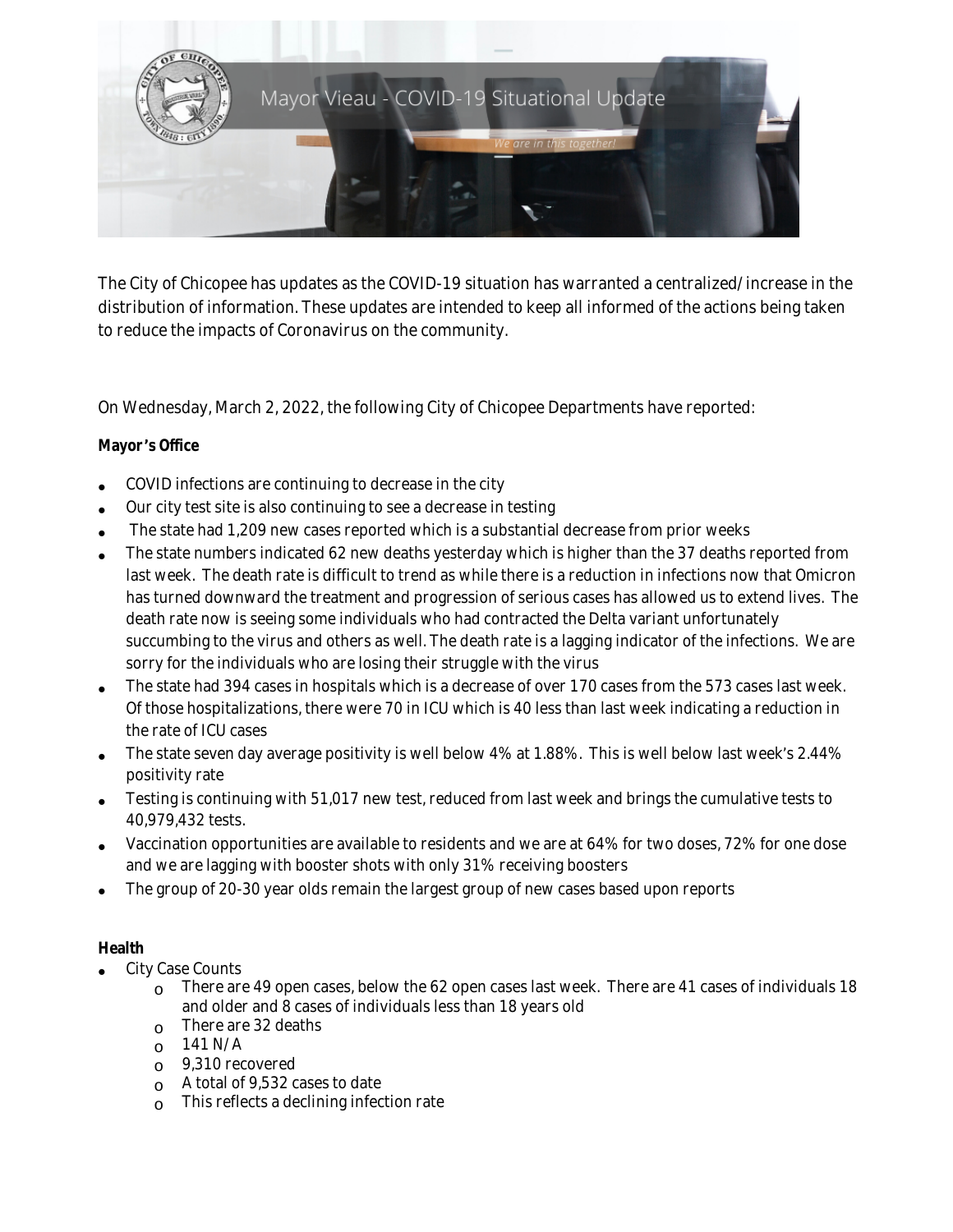# Mayor Vieau - COVID-19 Situational Update

*We are in this together!*

The City of Chicopee has updates as the COVID-19 situation has warranted a centralized/increase in the distribution of information. These updates are intended to keep all informed of the actions being taken to reduce the impacts of Coronavirus on the community.

On Wednesday, March 2, 2022, the following City of Chicopee Departments have reported:

**Mayor's Office**

- COVID infections are continuing to decrease in the city
- Our city test site is also continuing to see a decrease in testing
- The state had 1,209 new cases reported which is a substantial decrease from prior weeks
- The state numbers indicated 62 new deaths yesterday which is higher than the 37 deaths reported from last week. The death rate is difficult to trend as while there is a reduction in infections now that Omicron has turned downward the treatment and progression of serious cases has allowed us to extend lives. The death rate now is seeing some individuals who had contracted the Delta variant unfortunately succumbing to the virus and others as well. The death rate is a lagging indicator of the infections. We are sorry for the individuals who are losing their struggle with the virus
- The state had 394 cases in hospitals which is a decrease of over 170 cases from the 573 cases last week. Of those hospitalizations, there were 70 in ICU which is 40 less than last week indicating a reduction in the rate of ICU cases
- The state seven day average positivity is well below 4% at 1.88%. This is well below last week's 2.44% positivity rate
- Testing is continuing with 51,017 new test, reduced from last week and brings the cumulative tests to 40,979,432 tests.
- Vaccination opportunities are available to residents and we are at 64% for two doses, 72% for one dose and we are lagging with booster shots with only 31% receiving boosters
- The group of 20-30 year olds remain the largest group of new cases based upon reports

**Health**

- City Case Counts
  - There are 49 open cases, below the 62 open cases last week. There are 41 cases of individuals 18 and older and 8 cases of individuals less than 18 years old
  - There are 32 deaths
  - 141 N/A
  - 9,310 recovered
  - A total of 9,532 cases to date
  - This reflects a declining infection rate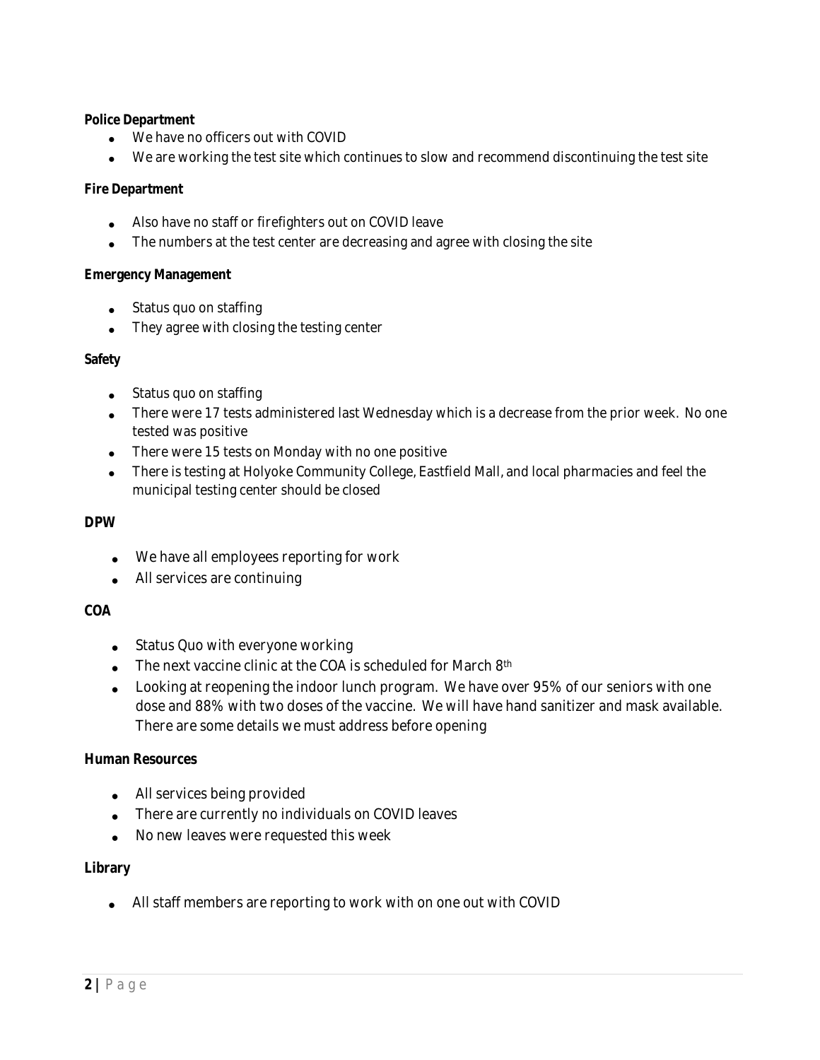**Police Department**

- We have no officers out with COVID
- We are working the test site which continues to slow and recommend discontinuing the test site

**Fire Department**

- Also have no staff or firefighters out on COVID leave
- The numbers at the test center are decreasing and agree with closing the site

**Emergency Management**

- Status quo on staffing
- They agree with closing the testing center

**Safety**

- Status quo on staffing
- There were 17 tests administered last Wednesday which is a decrease from the prior week. No one tested was positive
- There were 15 tests on Monday with no one positive
- There is testing at Holyoke Community College, Eastfield Mall, and local pharmacies and feel the municipal testing center should be closed

**DPW**

- We have all employees reporting for work
- All services are continuing

**COA**

- Status Quo with everyone working
- The next vaccine clinic at the COA is scheduled for March 8th
- Looking at reopening the indoor lunch program. We have over 95% of our seniors with one dose and 88% with two doses of the vaccine. We will have hand sanitizer and mask available. There are some details we must address before opening

**Human Resources**

- All services being provided
- There are currently no individuals on COVID leaves
- No new leaves were requested this week

**Library**

- All staff members are reporting to work with on one out with COVID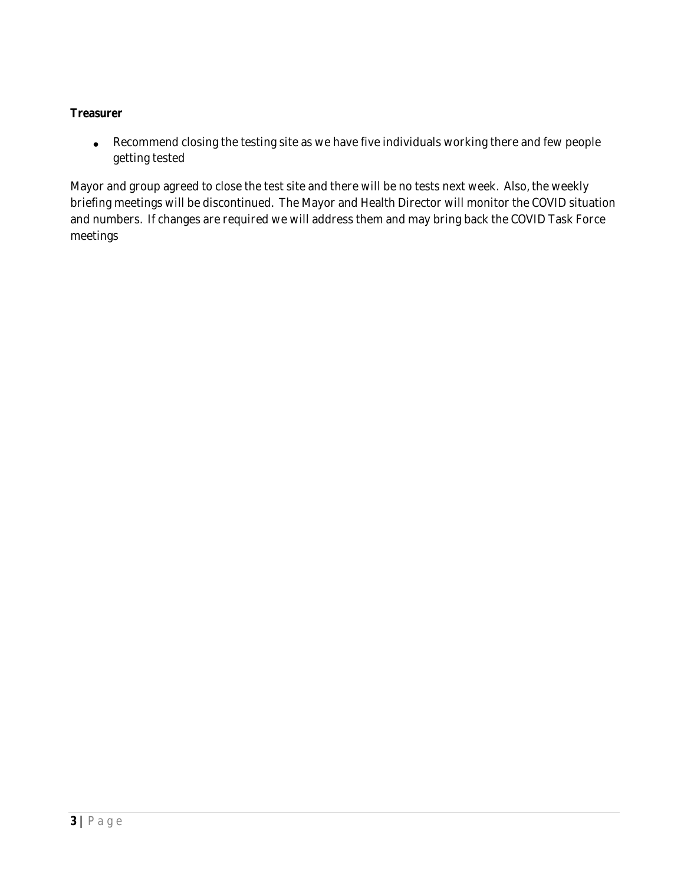**Treasurer**

- Recommend closing the testing site as we have five individuals working there and few people getting tested

Mayor and group agreed to close the test site and there will be no tests next week. Also, the weekly briefing meetings will be discontinued. The Mayor and Health Director will monitor the COVID situation and numbers. If changes are required we will address them and may bring back the COVID Task Force meetings